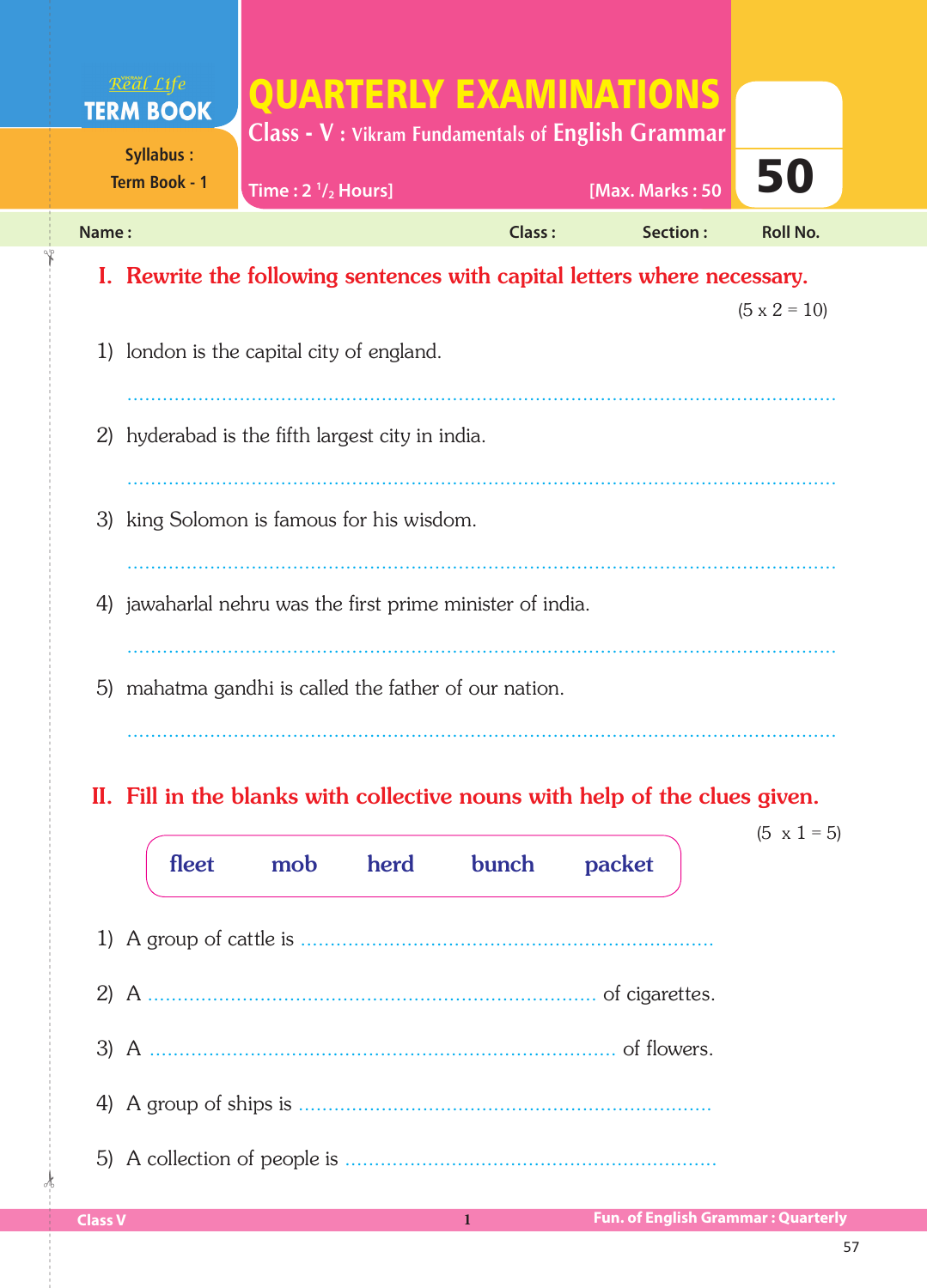Real Life
**TERM BOOK**

Syllabus : Term Book - 1

# QUARTERLY EXAMINATIONS

**Class - V : Vikram Fundamentals of English Grammar**

Time : 2 $\frac{1}{2}$ Hours] [Max. Marks : 50

**50**

Name : Class : Section : Roll No.

## I. Rewrite the following sentences with capital letters where necessary.

(5 x 2 = 10)

1) london is the capital city of england.

............................................................................................................

2) hyderabad is the fifth largest city in india.

............................................................................................................

3) king Solomon is famous for his wisdom.

............................................................................................................

4) jawaharlal nehru was the first prime minister of india.

............................................................................................................

5) mahatma gandhi is called the father of our nation.

............................................................................................................

## II. Fill in the blanks with collective nouns with help of the clues given.

(5 x 1 = 5)

**fleet mob herd bunch packet**

1) A group of cattle is ......................................................................

2) A ...................................................................... of cigarettes.

3) A ...................................................................... of flowers.

4) A group of ships is ......................................................................

5) A collection of people is ......................................................................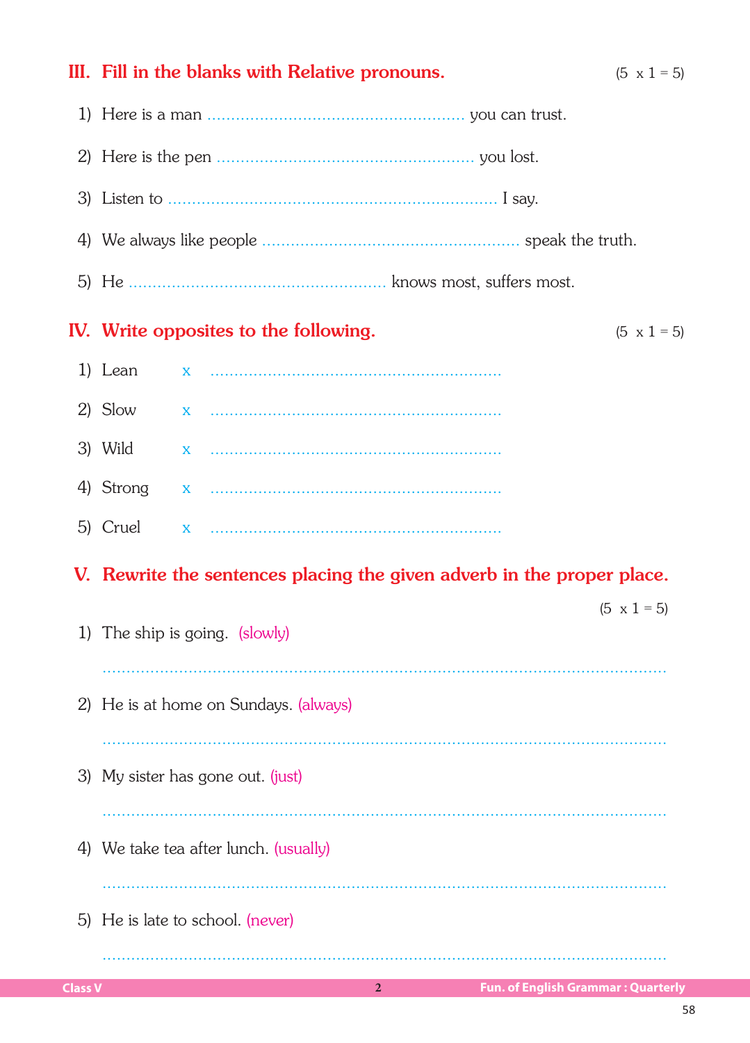## III. Fill in the blanks with Relative pronouns. (5 x 1 = 5)

1) Here is a man ...................................................... you can trust.
2) Here is the pen ...................................................... you lost.
3) Listen to ...................................................................... I say.
4) We always like people ...................................................... speak the truth.
5) He ...................................................... knows most, suffers most.

## IV. Write opposites to the following. (5 x 1 = 5)

1) Lean x ............................................................
2) Slow x ............................................................
3) Wild x ............................................................
4) Strong x ............................................................
5) Cruel x ............................................................

## V. Rewrite the sentences placing the given adverb in the proper place.

(5 x 1 = 5)

1) The ship is going. (slowly)

..........................................................................................................................

2) He is at home on Sundays. (always)

..........................................................................................................................

3) My sister has gone out. (just)

..........................................................................................................................

4) We take tea after lunch. (usually)

..........................................................................................................................

5) He is late to school. (never)

..........................................................................................................................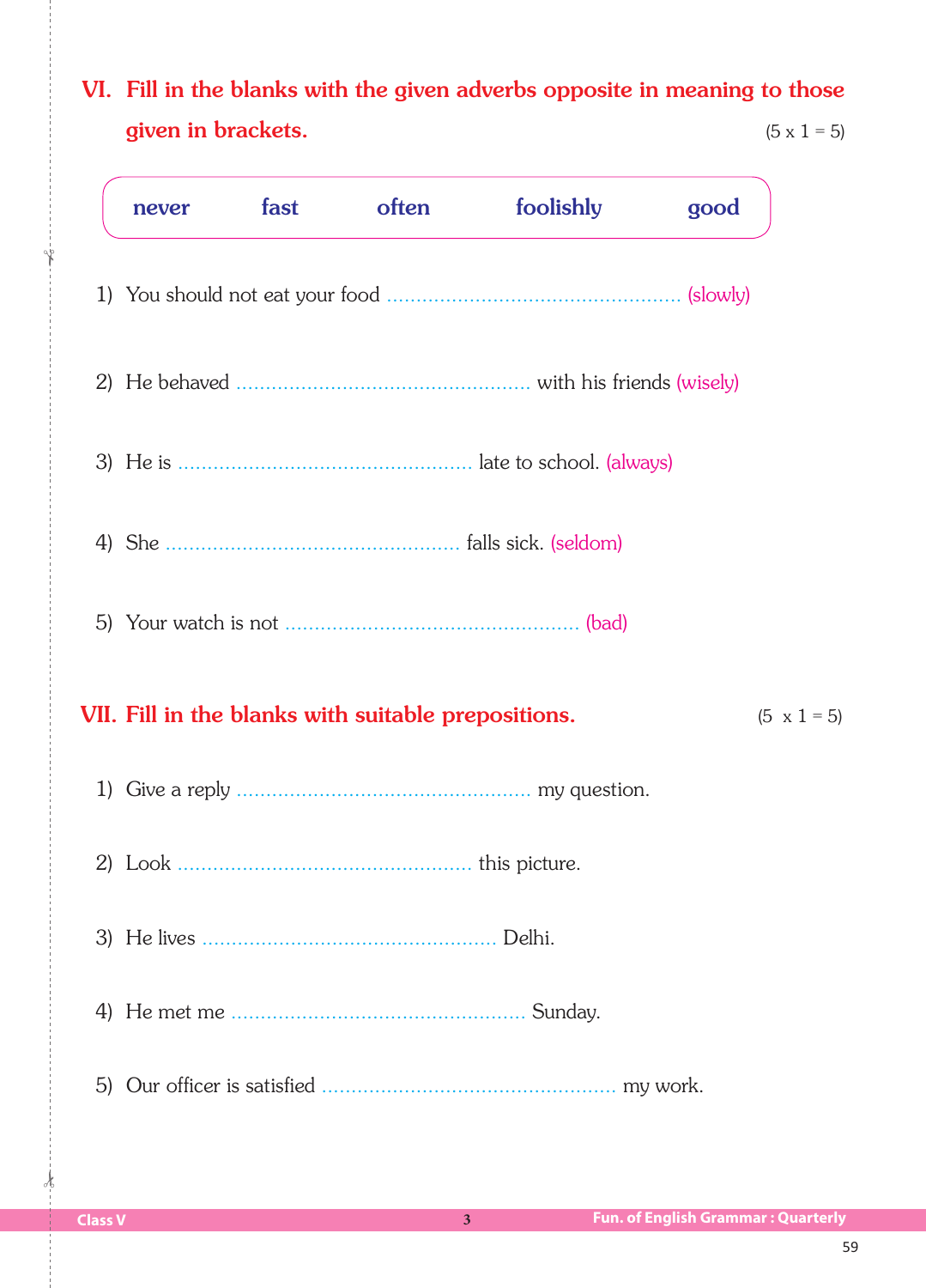## VI. Fill in the blanks with the given adverbs opposite in meaning to those given in brackets. (5 x 1 = 5)

| never | fast | often | foolishly | good |
|---|---|---|---|---|

1) You should not eat your food ................................................. (slowly)

2) He behaved ................................................. with his friends (wisely)

3) He is ................................................. late to school. (always)

4) She ................................................. falls sick. (seldom)

5) Your watch is not ................................................. (bad)

## VII. Fill in the blanks with suitable prepositions. (5 x 1 = 5)

1) Give a reply ................................................. my question.

2) Look ................................................. this picture.

3) He lives ................................................. Delhi.

4) He met me ................................................. Sunday.

5) Our officer is satisfied ................................................. my work.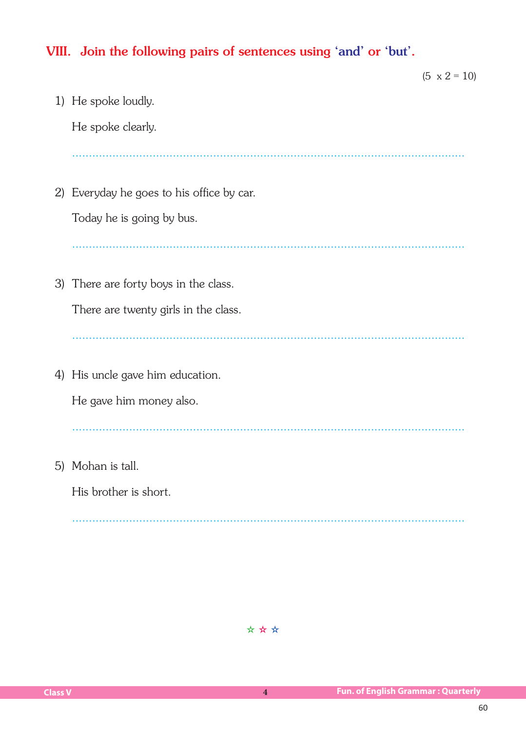## VIII. Join the following pairs of sentences using 'and' or 'but'.

(5 x 2 = 10)

1) He spoke loudly.

   He spoke clearly.

   ......................................................................................................

2) Everyday he goes to his office by car.

   Today he is going by bus.

   ......................................................................................................

3) There are forty boys in the class.

   There are twenty girls in the class.

   ......................................................................................................

4) His uncle gave him education.

   He gave him money also.

   ......................................................................................................

5) Mohan is tall.

   His brother is short.

   ......................................................................................................

☆ ☆ ☆